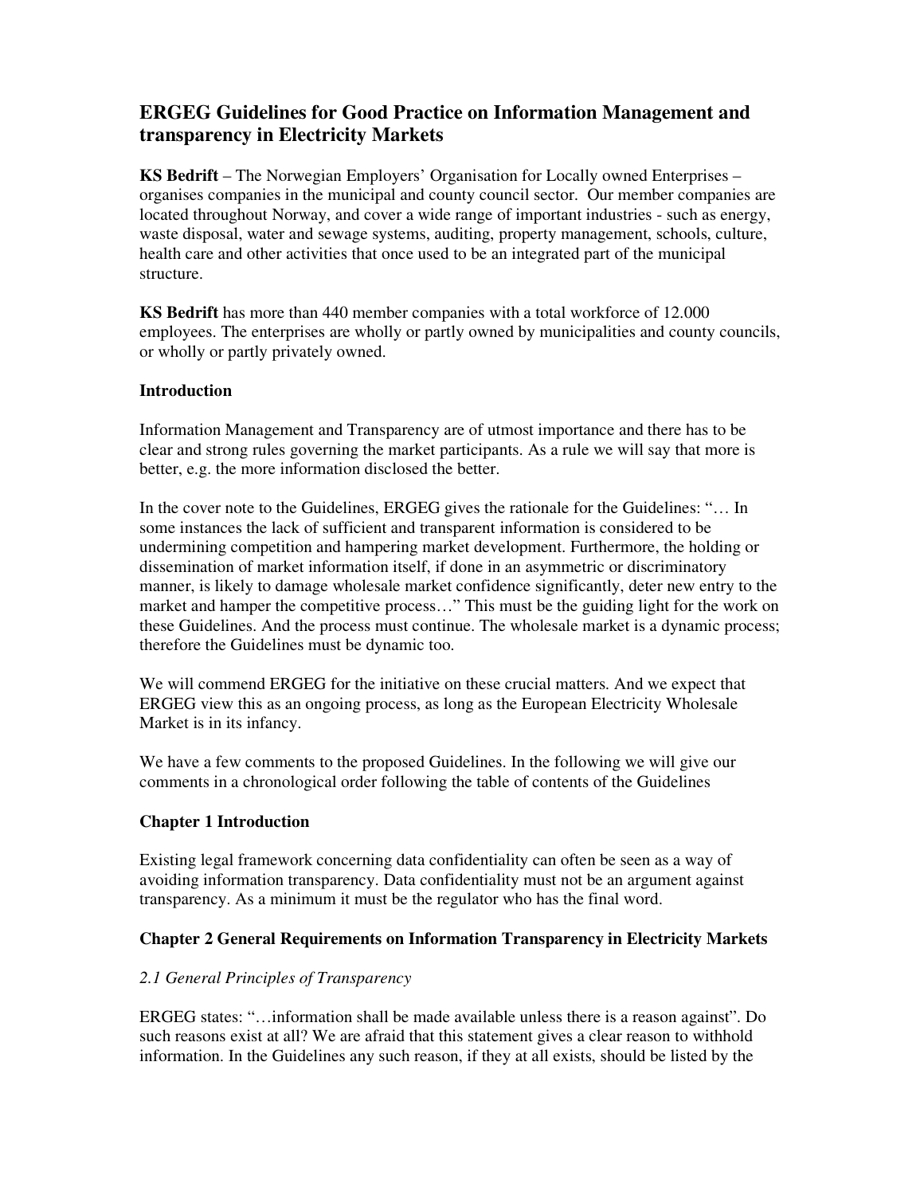# ERGEG Guidelines for Good Practice on Information Management and transparency in Electricity Markets

**KS Bedrift** – The Norwegian Employers' Organisation for Locally owned Enterprises – organises companies in the municipal and county council sector. Our member companies are located throughout Norway, and cover a wide range of important industries - such as energy, waste disposal, water and sewage systems, auditing, property management, schools, culture, health care and other activities that once used to be an integrated part of the municipal structure.

**KS Bedrift** has more than 440 member companies with a total workforce of 12.000 employees. The enterprises are wholly or partly owned by municipalities and county councils, or wholly or partly privately owned.

### Introduction

Information Management and Transparency are of utmost importance and there has to be clear and strong rules governing the market participants. As a rule we will say that more is better, e.g. the more information disclosed the better.

In the cover note to the Guidelines, ERGEG gives the rationale for the Guidelines: "… In some instances the lack of sufficient and transparent information is considered to be undermining competition and hampering market development. Furthermore, the holding or dissemination of market information itself, if done in an asymmetric or discriminatory manner, is likely to damage wholesale market confidence significantly, deter new entry to the market and hamper the competitive process…" This must be the guiding light for the work on these Guidelines. And the process must continue. The wholesale market is a dynamic process; therefore the Guidelines must be dynamic too.

We will commend ERGEG for the initiative on these crucial matters. And we expect that ERGEG view this as an ongoing process, as long as the European Electricity Wholesale Market is in its infancy.

We have a few comments to the proposed Guidelines. In the following we will give our comments in a chronological order following the table of contents of the Guidelines

### Chapter 1 Introduction

Existing legal framework concerning data confidentiality can often be seen as a way of avoiding information transparency. Data confidentiality must not be an argument against transparency. As a minimum it must be the regulator who has the final word.

### Chapter 2 General Requirements on Information Transparency in Electricity Markets

*2.1 General Principles of Transparency*

ERGEG states: "…information shall be made available unless there is a reason against". Do such reasons exist at all? We are afraid that this statement gives a clear reason to withhold information. In the Guidelines any such reason, if they at all exists, should be listed by the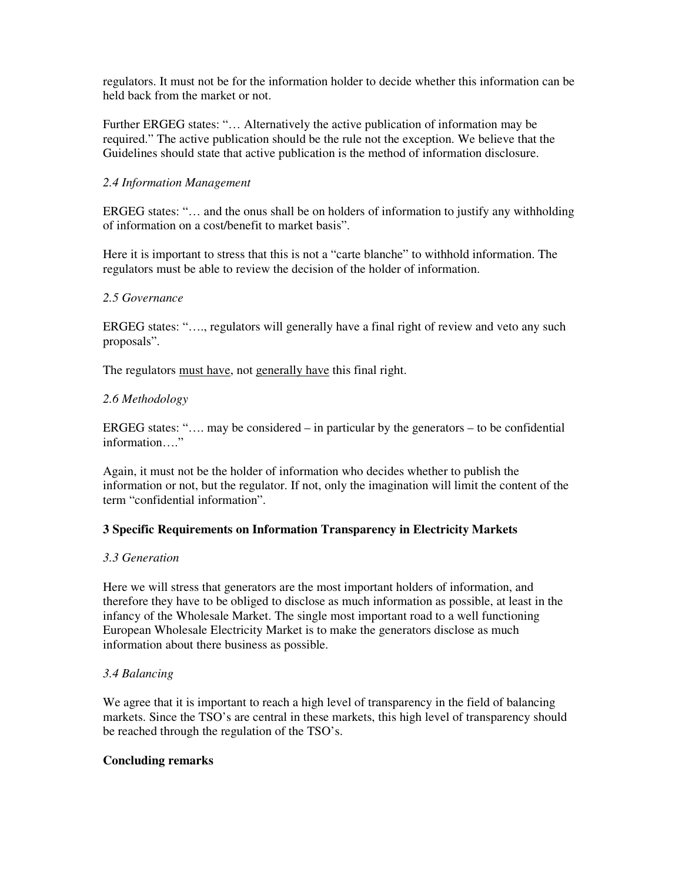regulators. It must not be for the information holder to decide whether this information can be held back from the market or not.

Further ERGEG states: "… Alternatively the active publication of information may be required." The active publication should be the rule not the exception. We believe that the Guidelines should state that active publication is the method of information disclosure.

*2.4 Information Management*

ERGEG states: "… and the onus shall be on holders of information to justify any withholding of information on a cost/benefit to market basis".

Here it is important to stress that this is not a "carte blanche" to withhold information. The regulators must be able to review the decision of the holder of information.

*2.5 Governance*

ERGEG states: "…., regulators will generally have a final right of review and veto any such proposals".

The regulators <u>must have</u>, not <u>generally have</u> this final right.

*2.6 Methodology*

ERGEG states: "…. may be considered – in particular by the generators – to be confidential information…."

Again, it must not be the holder of information who decides whether to publish the information or not, but the regulator. If not, only the imagination will limit the content of the term "confidential information".

**3 Specific Requirements on Information Transparency in Electricity Markets**

*3.3 Generation*

Here we will stress that generators are the most important holders of information, and therefore they have to be obliged to disclose as much information as possible, at least in the infancy of the Wholesale Market. The single most important road to a well functioning European Wholesale Electricity Market is to make the generators disclose as much information about there business as possible.

*3.4 Balancing*

We agree that it is important to reach a high level of transparency in the field of balancing markets. Since the TSO's are central in these markets, this high level of transparency should be reached through the regulation of the TSO's.

**Concluding remarks**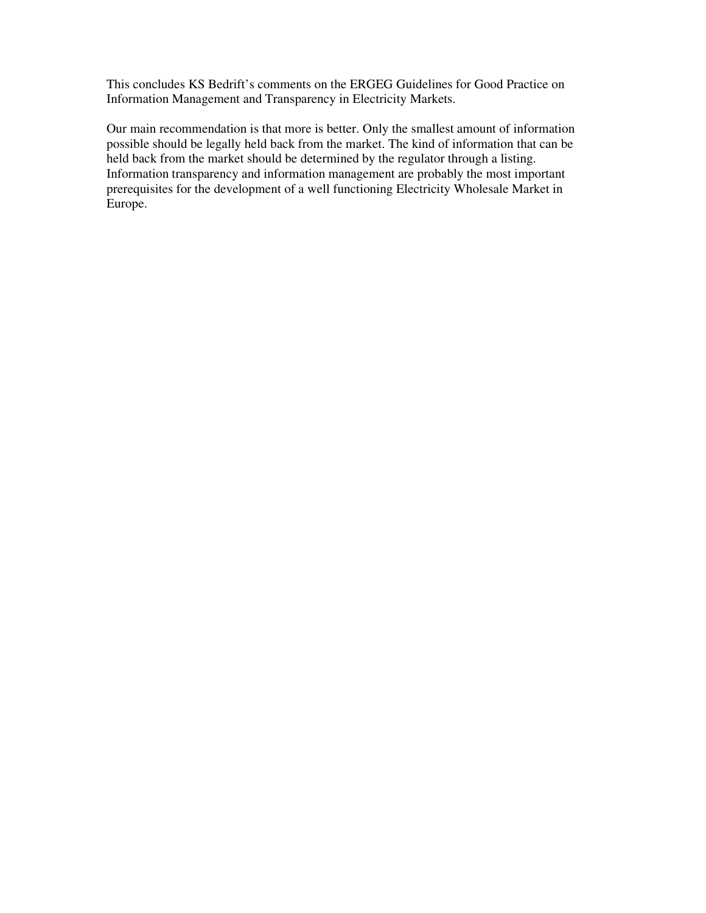This concludes KS Bedrift's comments on the ERGEG Guidelines for Good Practice on Information Management and Transparency in Electricity Markets.

Our main recommendation is that more is better. Only the smallest amount of information possible should be legally held back from the market. The kind of information that can be held back from the market should be determined by the regulator through a listing. Information transparency and information management are probably the most important prerequisites for the development of a well functioning Electricity Wholesale Market in Europe.